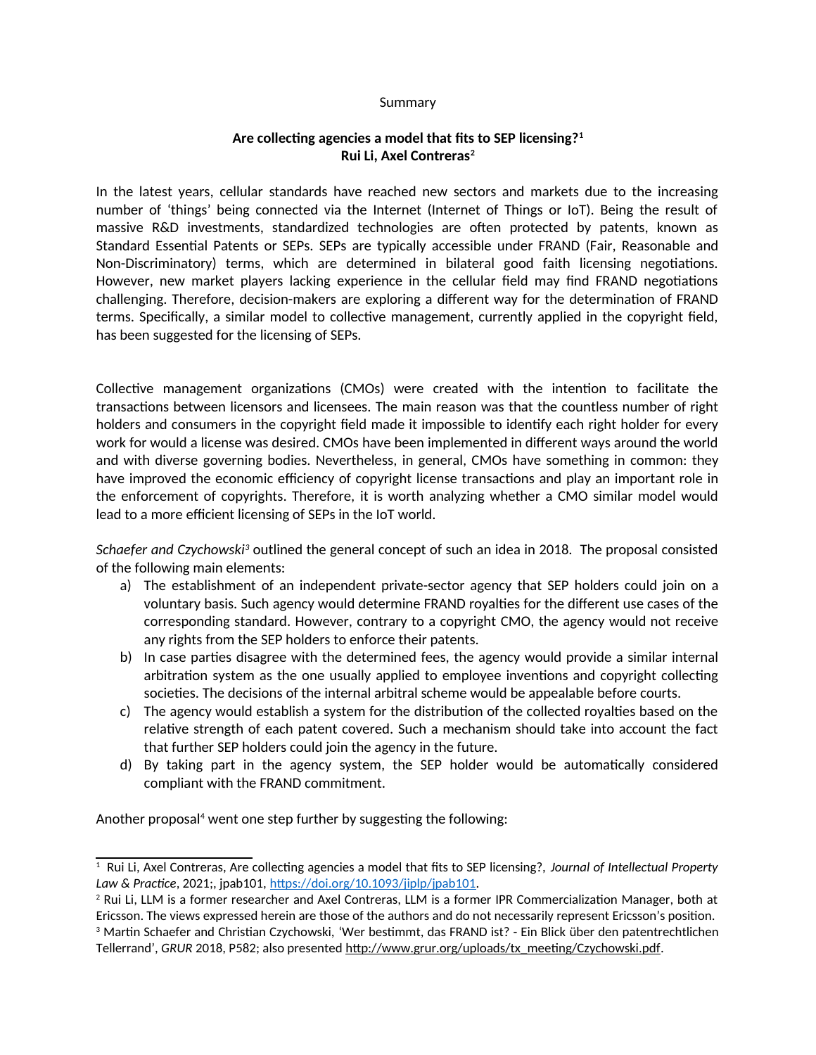Summary

**Are collecting agencies a model that fits to SEP licensing?[1]**
**Rui Li, Axel Contreras[2]**

In the latest years, cellular standards have reached new sectors and markets due to the increasing number of 'things' being connected via the Internet (Internet of Things or IoT). Being the result of massive R&D investments, standardized technologies are often protected by patents, known as Standard Essential Patents or SEPs. SEPs are typically accessible under FRAND (Fair, Reasonable and Non-Discriminatory) terms, which are determined in bilateral good faith licensing negotiations. However, new market players lacking experience in the cellular field may find FRAND negotiations challenging. Therefore, decision-makers are exploring a different way for the determination of FRAND terms. Specifically, a similar model to collective management, currently applied in the copyright field, has been suggested for the licensing of SEPs.

Collective management organizations (CMOs) were created with the intention to facilitate the transactions between licensors and licensees. The main reason was that the countless number of right holders and consumers in the copyright field made it impossible to identify each right holder for every work for would a license was desired. CMOs have been implemented in different ways around the world and with diverse governing bodies. Nevertheless, in general, CMOs have something in common: they have improved the economic efficiency of copyright license transactions and play an important role in the enforcement of copyrights. Therefore, it is worth analyzing whether a CMO similar model would lead to a more efficient licensing of SEPs in the IoT world.

*Schaefer and Czychowski*[3] outlined the general concept of such an idea in 2018. The proposal consisted of the following main elements:

a) The establishment of an independent private-sector agency that SEP holders could join on a voluntary basis. Such agency would determine FRAND royalties for the different use cases of the corresponding standard. However, contrary to a copyright CMO, the agency would not receive any rights from the SEP holders to enforce their patents.
b) In case parties disagree with the determined fees, the agency would provide a similar internal arbitration system as the one usually applied to employee inventions and copyright collecting societies. The decisions of the internal arbitral scheme would be appealable before courts.
c) The agency would establish a system for the distribution of the collected royalties based on the relative strength of each patent covered. Such a mechanism should take into account the fact that further SEP holders could join the agency in the future.
d) By taking part in the agency system, the SEP holder would be automatically considered compliant with the FRAND commitment.

Another proposal[4] went one step further by suggesting the following:

---

[1] Rui Li, Axel Contreras, Are collecting agencies a model that fits to SEP licensing?, *Journal of Intellectual Property Law & Practice*, 2021;, jpab101, https://doi.org/10.1093/jiplp/jpab101.

[2] Rui Li, LLM is a former researcher and Axel Contreras, LLM is a former IPR Commercialization Manager, both at Ericsson. The views expressed herein are those of the authors and do not necessarily represent Ericsson's position.

[3] Martin Schaefer and Christian Czychowski, 'Wer bestimmt, das FRAND ist? - Ein Blick über den patentrechtlichen Tellerrand', *GRUR* 2018, P582; also presented http://www.grur.org/uploads/tx_meeting/Czychowski.pdf.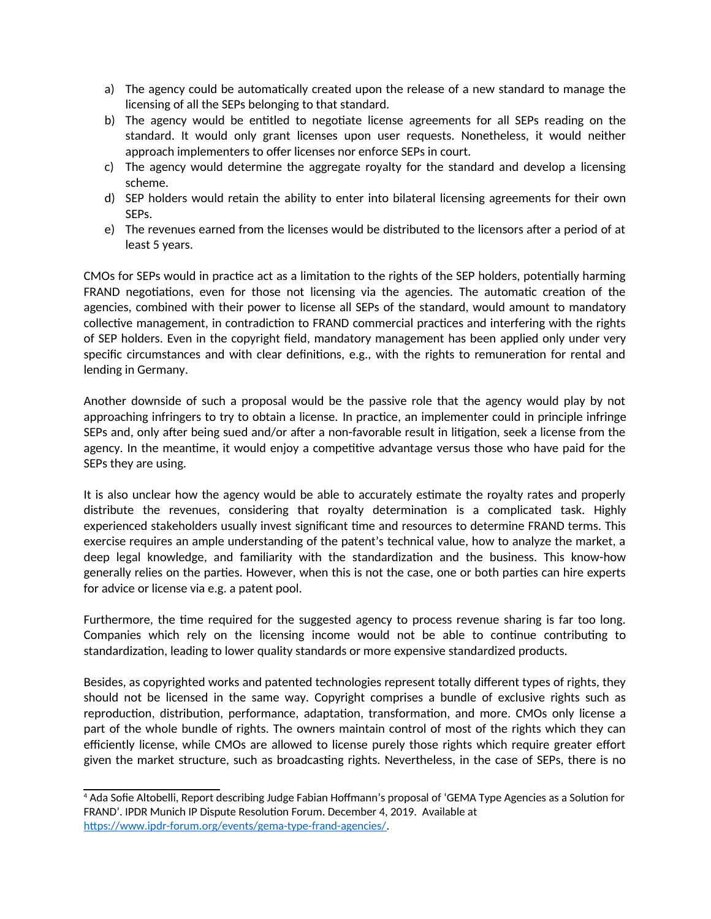a) The agency could be automatically created upon the release of a new standard to manage the licensing of all the SEPs belonging to that standard.
b) The agency would be entitled to negotiate license agreements for all SEPs reading on the standard. It would only grant licenses upon user requests. Nonetheless, it would neither approach implementers to offer licenses nor enforce SEPs in court.
c) The agency would determine the aggregate royalty for the standard and develop a licensing scheme.
d) SEP holders would retain the ability to enter into bilateral licensing agreements for their own SEPs.
e) The revenues earned from the licenses would be distributed to the licensors after a period of at least 5 years.

CMOs for SEPs would in practice act as a limitation to the rights of the SEP holders, potentially harming FRAND negotiations, even for those not licensing via the agencies. The automatic creation of the agencies, combined with their power to license all SEPs of the standard, would amount to mandatory collective management, in contradiction to FRAND commercial practices and interfering with the rights of SEP holders. Even in the copyright field, mandatory management has been applied only under very specific circumstances and with clear definitions, e.g., with the rights to remuneration for rental and lending in Germany.

Another downside of such a proposal would be the passive role that the agency would play by not approaching infringers to try to obtain a license. In practice, an implementer could in principle infringe SEPs and, only after being sued and/or after a non-favorable result in litigation, seek a license from the agency. In the meantime, it would enjoy a competitive advantage versus those who have paid for the SEPs they are using.

It is also unclear how the agency would be able to accurately estimate the royalty rates and properly distribute the revenues, considering that royalty determination is a complicated task. Highly experienced stakeholders usually invest significant time and resources to determine FRAND terms. This exercise requires an ample understanding of the patent's technical value, how to analyze the market, a deep legal knowledge, and familiarity with the standardization and the business. This know-how generally relies on the parties. However, when this is not the case, one or both parties can hire experts for advice or license via e.g. a patent pool.

Furthermore, the time required for the suggested agency to process revenue sharing is far too long. Companies which rely on the licensing income would not be able to continue contributing to standardization, leading to lower quality standards or more expensive standardized products.

Besides, as copyrighted works and patented technologies represent totally different types of rights, they should not be licensed in the same way. Copyright comprises a bundle of exclusive rights such as reproduction, distribution, performance, adaptation, transformation, and more. CMOs only license a part of the whole bundle of rights. The owners maintain control of most of the rights which they can efficiently license, while CMOs are allowed to license purely those rights which require greater effort given the market structure, such as broadcasting rights. Nevertheless, in the case of SEPs, there is no

[4] Ada Sofie Altobelli, Report describing Judge Fabian Hoffmann's proposal of 'GEMA Type Agencies as a Solution for FRAND'. IPDR Munich IP Dispute Resolution Forum. December 4, 2019. Available at https://www.ipdr-forum.org/events/gema-type-frand-agencies/.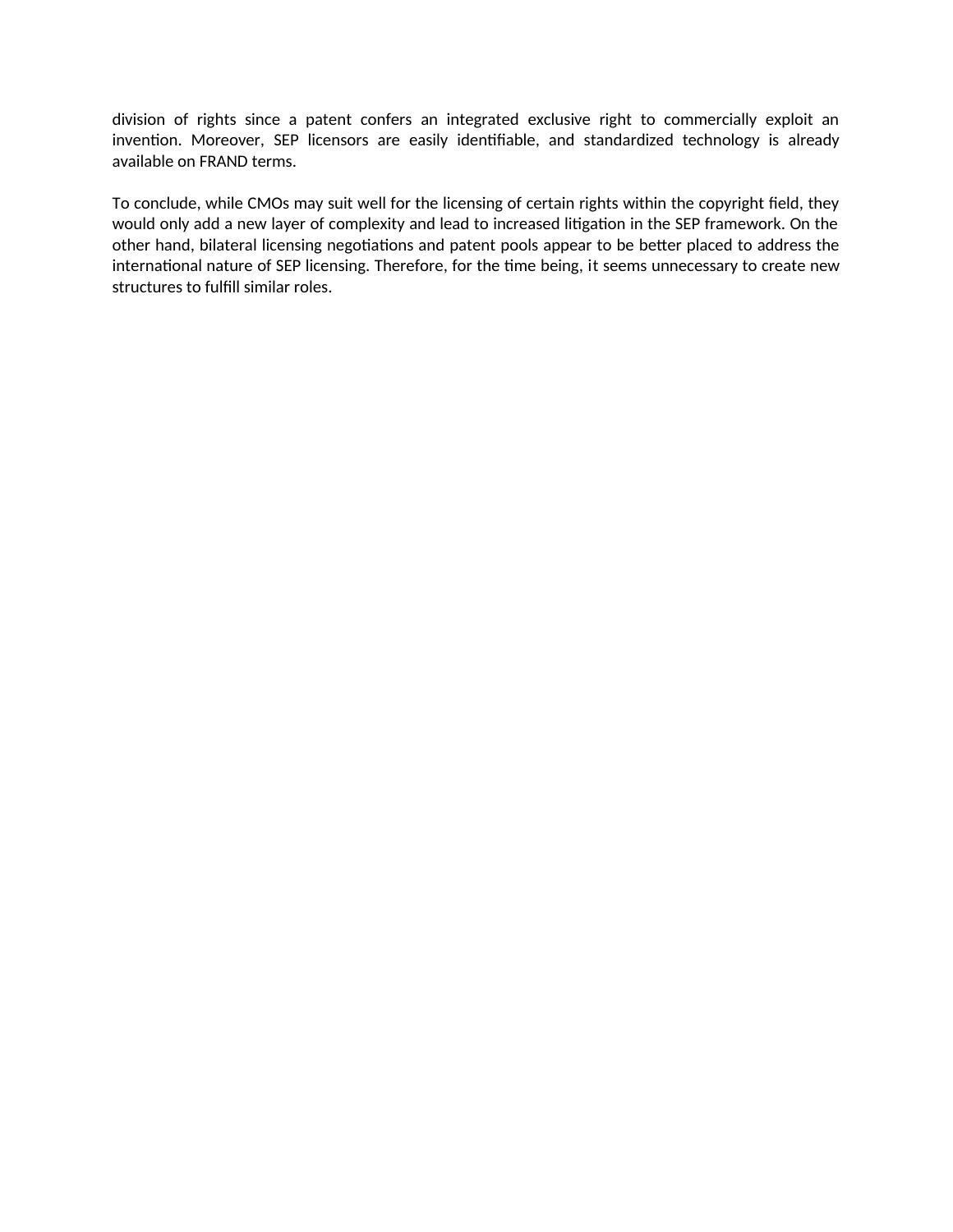division of rights since a patent confers an integrated exclusive right to commercially exploit an invention. Moreover, SEP licensors are easily identifiable, and standardized technology is already available on FRAND terms.

To conclude, while CMOs may suit well for the licensing of certain rights within the copyright field, they would only add a new layer of complexity and lead to increased litigation in the SEP framework. On the other hand, bilateral licensing negotiations and patent pools appear to be better placed to address the international nature of SEP licensing. Therefore, for the time being, it seems unnecessary to create new structures to fulfill similar roles.